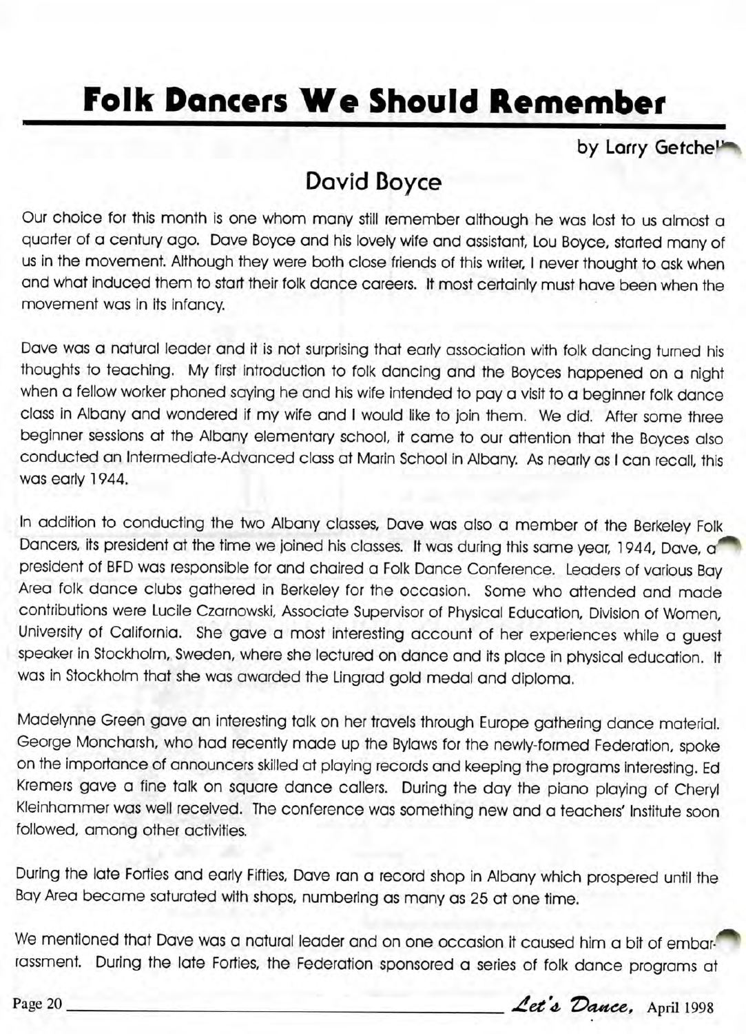# Folk Dancers We Should Remember

by Larry Getchell

## David Boyce

Our choice for this month is one whom many still remember although he was lost to us almost a quarter of a century ago. Dave Boyce and his lovely wife and assistant, Lou Boyce, started many of us in the movement. Although they were both close friends of this writer, I never thought to ask when and what induced them to start their folk dance careers. It most certainly must have been when the movement was in its infancy.

Dave was a natural leader and it is not surprising that early association with folk dancing turned his thoughts to teaching. My first introduction to folk dancing and the Boyces happened on a night when a fellow worker phoned saying he and his wife intended to pay a visit to a beginner folk dance class in Albany and wondered if my wife and I would like to join them. We did. After some three beginner sessions at the Albany elementary school, it came to our attention that the Boyces also conducted an Intermediate-Advanced class at Marin School in Albany. As nearly as I can recall, this was early 1944.

In addition to conducting the two Albany classes, Dave was also a member of the Berkeley Folk Dancers, its president at the time we joined his classes. It was during this same year, 1944, Dave, as president of BFD was responsible for and chaired a Folk Dance Conference. Leaders of various Bay Area folk dance clubs gathered in Berkeley for the occasion. Some who attended and made contributions were Lucile Czarnowski, Associate Supervisor of Physical Education, Division of Women, University of California. She gave a most interesting account of her experiences while a guest speaker in Stockholm, Sweden, where she lectured on dance and its place in physical education. It was in Stockholm that she was awarded the Lingrad gold medal and diploma.

Madelynne Green gave an interesting talk on her travels through Europe gathering dance material. George Moncharsh, who had recently made up the Bylaws for the newly-formed Federation, spoke on the importance of announcers skilled at playing records and keeping the programs interesting. Ed Kremers gave a fine talk on square dance callers. During the day the piano playing of Cheryl Kleinhammer was well received. The conference was something new and a teachers' Institute soon followed, among other activities.

During the late Forties and early Fifties, Dave ran a record shop in Albany which prospered until the Bay Area became saturated with shops, numbering as many as 25 at one time.

We mentioned that Dave was a natural leader and on one occasion it caused him a bit of embarrassment. During the late Forties, the Federation sponsored a series of folk dance programs at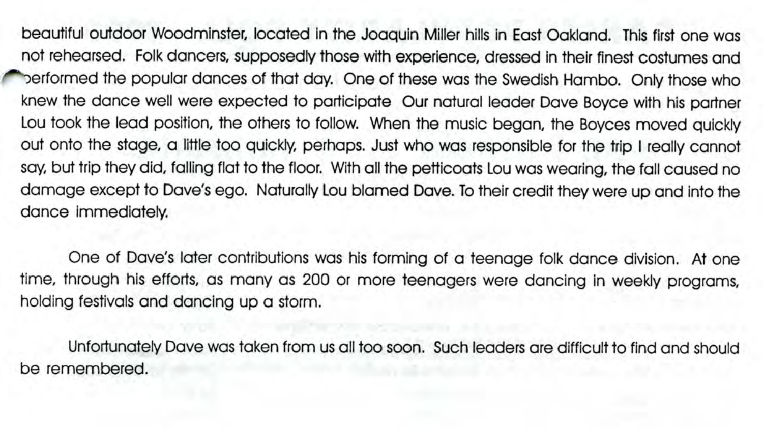beautiful outdoor Woodminster, located in the Joaquin Miller hills in East Oakland. This first one was not rehearsed. Folk dancers, supposedly those with experience, dressed in their finest costumes and performed the popular dances of that day. One of these was the Swedish Hambo. Only those who knew the dance well were expected to participate Our natural leader Dave Boyce with his partner Lou took the lead position, the others to follow. When the music began, the Boyces moved quickly out onto the stage, a little too quickly, perhaps. Just who was responsible for the trip I really cannot say, but trip they did, falling flat to the floor. With all the petticoats Lou was wearing, the fall caused no damage except to Dave's ego. Naturally Lou blamed Dave. To their credit they were up and into the dance immediately.

One of Dave's later contributions was his forming of a teenage folk dance division. At one time, through his efforts, as many as 200 or more teenagers were dancing in weekly programs, holding festivals and dancing up a storm.

Unfortunately Dave was taken from us all too soon. Such leaders are difficult to find and should be remembered.